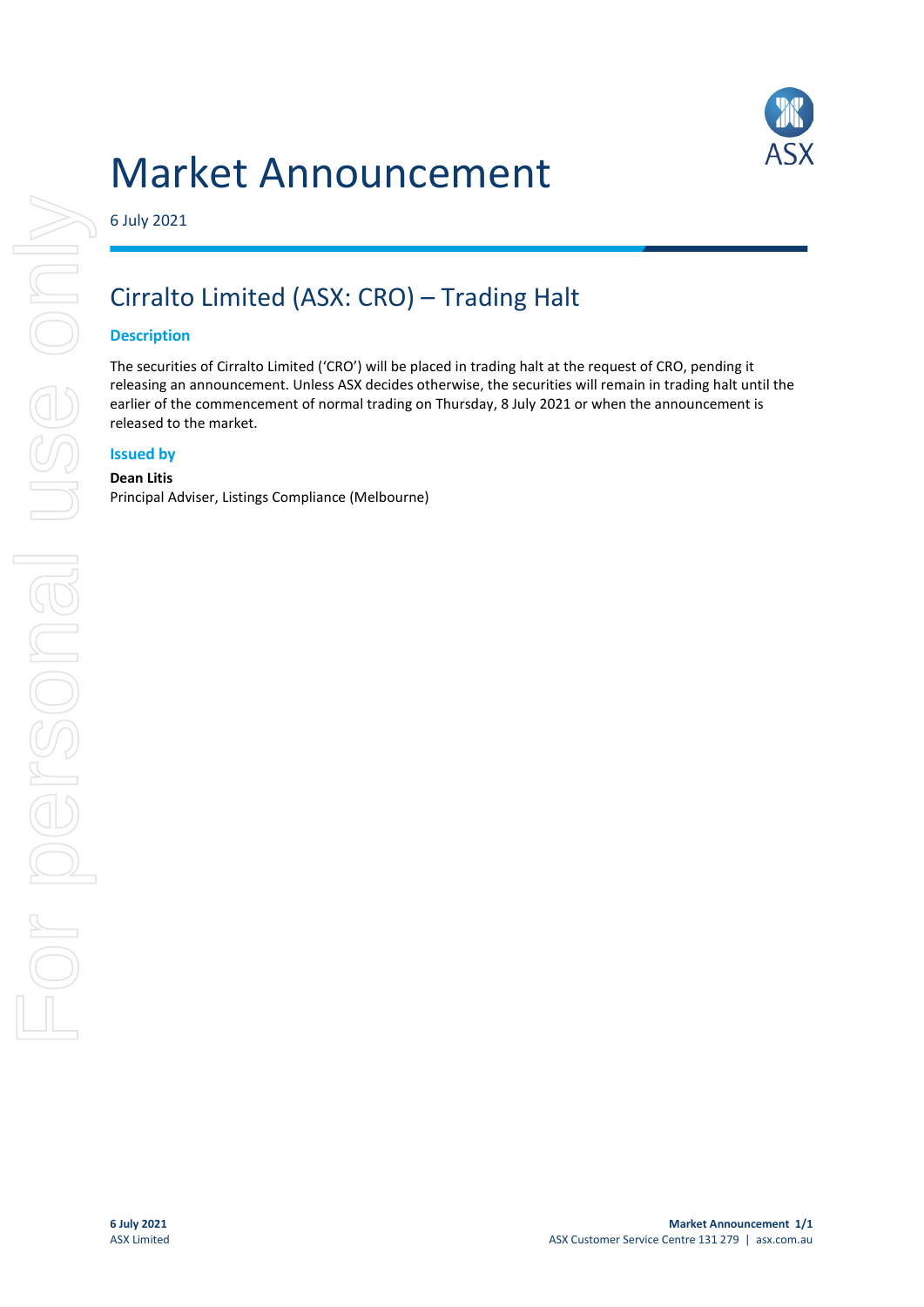# Market Announcement

6 July 2021

## Cirralto Limited (ASX: CRO) – Trading Halt

### Description

The securities of Cirralto Limited ('CRO') will be placed in trading halt at the request of CRO, pending it releasing an announcement. Unless ASX decides otherwise, the securities will remain in trading halt until the earlier of the commencement of normal trading on Thursday, 8 July 2021 or when the announcement is released to the market.

### Issued by

**Dean Litis**
Principal Adviser, Listings Compliance (Melbourne)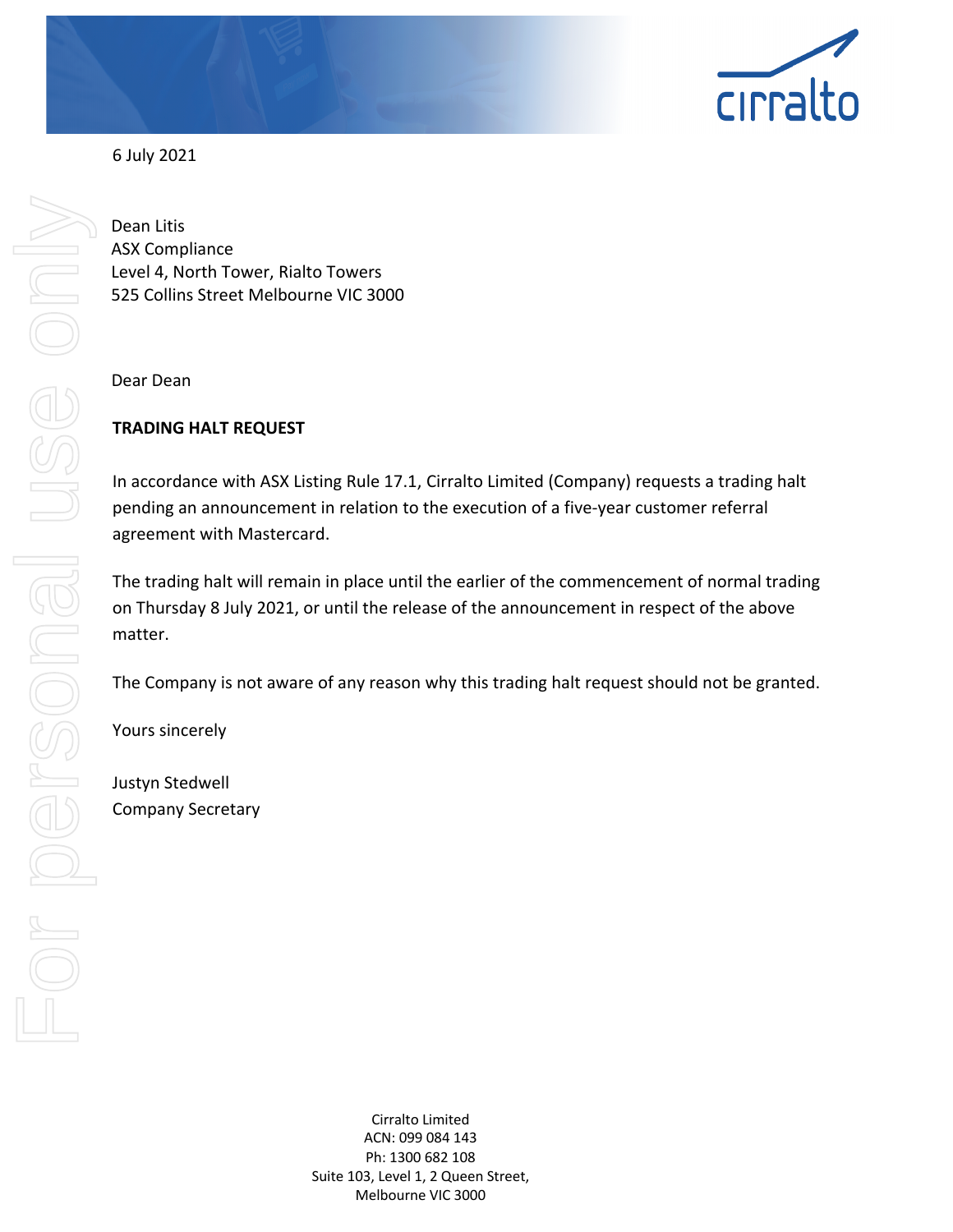6 July 2021

Dean Litis
ASX Compliance
Level 4, North Tower, Rialto Towers
525 Collins Street Melbourne VIC 3000

Dear Dean

**TRADING HALT REQUEST**

In accordance with ASX Listing Rule 17.1, Cirralto Limited (Company) requests a trading halt pending an announcement in relation to the execution of a five-year customer referral agreement with Mastercard.

The trading halt will remain in place until the earlier of the commencement of normal trading on Thursday 8 July 2021, or until the release of the announcement in respect of the above matter.

The Company is not aware of any reason why this trading halt request should not be granted.

Yours sincerely

Justyn Stedwell
Company Secretary

Cirralto Limited
ACN: 099 084 143
Ph: 1300 682 108
Suite 103, Level 1, 2 Queen Street,
Melbourne VIC 3000